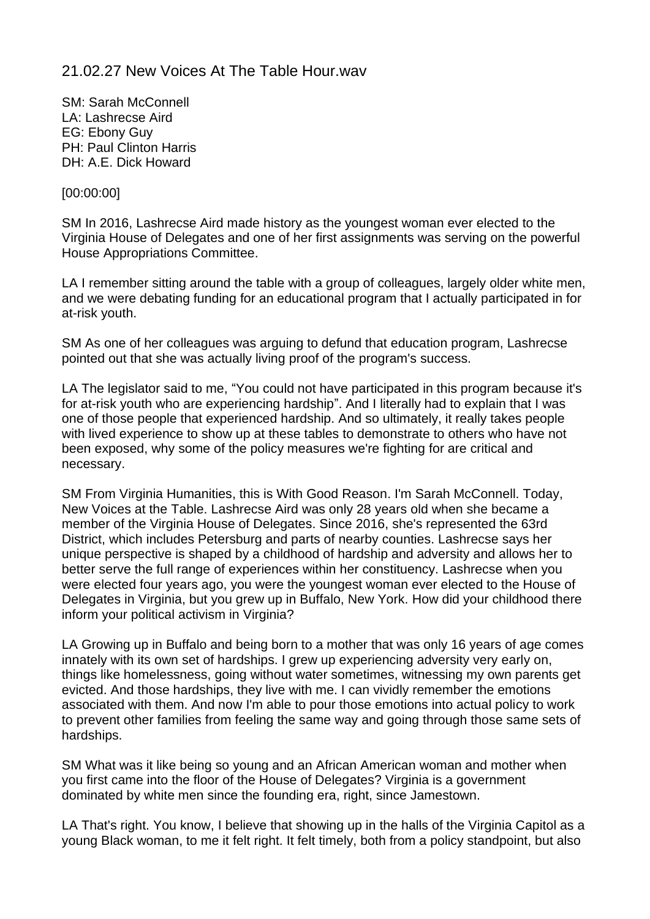# 21.02.27 New Voices At The Table Hour.wav

SM: Sarah McConnell
LA: Lashrecse Aird
EG: Ebony Guy
PH: Paul Clinton Harris
DH: A.E. Dick Howard

[00:00:00]

SM In 2016, Lashrecse Aird made history as the youngest woman ever elected to the Virginia House of Delegates and one of her first assignments was serving on the powerful House Appropriations Committee.

LA I remember sitting around the table with a group of colleagues, largely older white men, and we were debating funding for an educational program that I actually participated in for at-risk youth.

SM As one of her colleagues was arguing to defund that education program, Lashrecse pointed out that she was actually living proof of the program's success.

LA The legislator said to me, "You could not have participated in this program because it's for at-risk youth who are experiencing hardship". And I literally had to explain that I was one of those people that experienced hardship. And so ultimately, it really takes people with lived experience to show up at these tables to demonstrate to others who have not been exposed, why some of the policy measures we're fighting for are critical and necessary.

SM From Virginia Humanities, this is With Good Reason. I'm Sarah McConnell. Today, New Voices at the Table. Lashrecse Aird was only 28 years old when she became a member of the Virginia House of Delegates. Since 2016, she's represented the 63rd District, which includes Petersburg and parts of nearby counties. Lashrecse says her unique perspective is shaped by a childhood of hardship and adversity and allows her to better serve the full range of experiences within her constituency. Lashrecse when you were elected four years ago, you were the youngest woman ever elected to the House of Delegates in Virginia, but you grew up in Buffalo, New York. How did your childhood there inform your political activism in Virginia?

LA Growing up in Buffalo and being born to a mother that was only 16 years of age comes innately with its own set of hardships. I grew up experiencing adversity very early on, things like homelessness, going without water sometimes, witnessing my own parents get evicted. And those hardships, they live with me. I can vividly remember the emotions associated with them. And now I'm able to pour those emotions into actual policy to work to prevent other families from feeling the same way and going through those same sets of hardships.

SM What was it like being so young and an African American woman and mother when you first came into the floor of the House of Delegates? Virginia is a government dominated by white men since the founding era, right, since Jamestown.

LA That's right. You know, I believe that showing up in the halls of the Virginia Capitol as a young Black woman, to me it felt right. It felt timely, both from a policy standpoint, but also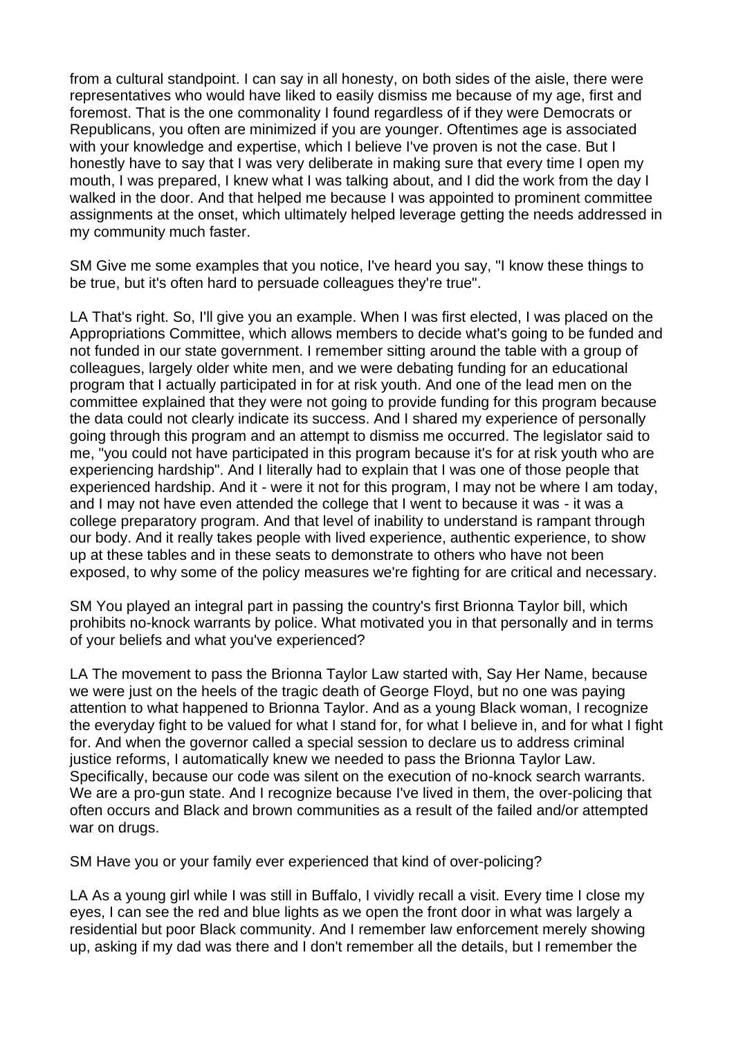from a cultural standpoint. I can say in all honesty, on both sides of the aisle, there were representatives who would have liked to easily dismiss me because of my age, first and foremost. That is the one commonality I found regardless of if they were Democrats or Republicans, you often are minimized if you are younger. Oftentimes age is associated with your knowledge and expertise, which I believe I've proven is not the case. But I honestly have to say that I was very deliberate in making sure that every time I open my mouth, I was prepared, I knew what I was talking about, and I did the work from the day I walked in the door. And that helped me because I was appointed to prominent committee assignments at the onset, which ultimately helped leverage getting the needs addressed in my community much faster.

SM Give me some examples that you notice, I've heard you say, "I know these things to be true, but it's often hard to persuade colleagues they're true".

LA That's right. So, I'll give you an example. When I was first elected, I was placed on the Appropriations Committee, which allows members to decide what's going to be funded and not funded in our state government. I remember sitting around the table with a group of colleagues, largely older white men, and we were debating funding for an educational program that I actually participated in for at risk youth. And one of the lead men on the committee explained that they were not going to provide funding for this program because the data could not clearly indicate its success. And I shared my experience of personally going through this program and an attempt to dismiss me occurred. The legislator said to me, "you could not have participated in this program because it's for at risk youth who are experiencing hardship". And I literally had to explain that I was one of those people that experienced hardship. And it - were it not for this program, I may not be where I am today, and I may not have even attended the college that I went to because it was - it was a college preparatory program. And that level of inability to understand is rampant through our body. And it really takes people with lived experience, authentic experience, to show up at these tables and in these seats to demonstrate to others who have not been exposed, to why some of the policy measures we're fighting for are critical and necessary.

SM You played an integral part in passing the country's first Brionna Taylor bill, which prohibits no-knock warrants by police. What motivated you in that personally and in terms of your beliefs and what you've experienced?

LA The movement to pass the Brionna Taylor Law started with, Say Her Name, because we were just on the heels of the tragic death of George Floyd, but no one was paying attention to what happened to Brionna Taylor. And as a young Black woman, I recognize the everyday fight to be valued for what I stand for, for what I believe in, and for what I fight for. And when the governor called a special session to declare us to address criminal justice reforms, I automatically knew we needed to pass the Brionna Taylor Law. Specifically, because our code was silent on the execution of no-knock search warrants. We are a pro-gun state. And I recognize because I've lived in them, the over-policing that often occurs and Black and brown communities as a result of the failed and/or attempted war on drugs.

SM Have you or your family ever experienced that kind of over-policing?

LA As a young girl while I was still in Buffalo, I vividly recall a visit. Every time I close my eyes, I can see the red and blue lights as we open the front door in what was largely a residential but poor Black community. And I remember law enforcement merely showing up, asking if my dad was there and I don't remember all the details, but I remember the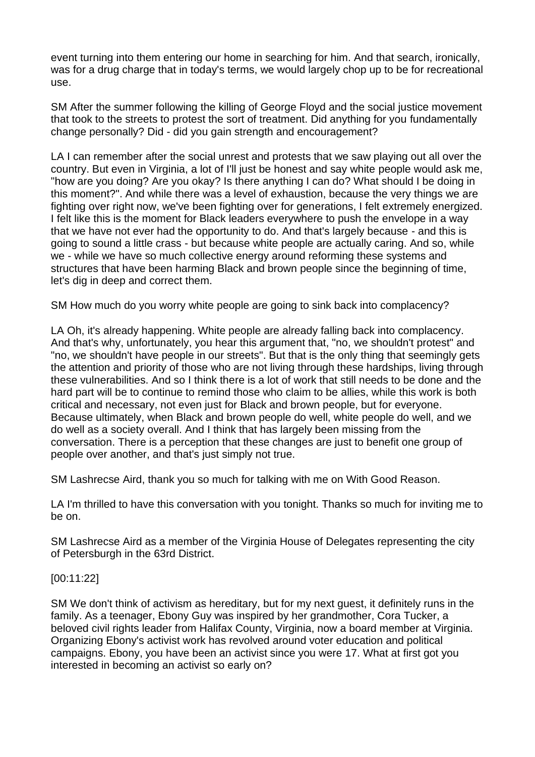event turning into them entering our home in searching for him. And that search, ironically, was for a drug charge that in today's terms, we would largely chop up to be for recreational use.

SM After the summer following the killing of George Floyd and the social justice movement that took to the streets to protest the sort of treatment. Did anything for you fundamentally change personally? Did - did you gain strength and encouragement?

LA I can remember after the social unrest and protests that we saw playing out all over the country. But even in Virginia, a lot of I'll just be honest and say white people would ask me, "how are you doing? Are you okay? Is there anything I can do? What should I be doing in this moment?". And while there was a level of exhaustion, because the very things we are fighting over right now, we've been fighting over for generations, I felt extremely energized. I felt like this is the moment for Black leaders everywhere to push the envelope in a way that we have not ever had the opportunity to do. And that's largely because - and this is going to sound a little crass - but because white people are actually caring. And so, while we - while we have so much collective energy around reforming these systems and structures that have been harming Black and brown people since the beginning of time, let's dig in deep and correct them.

SM How much do you worry white people are going to sink back into complacency?

LA Oh, it's already happening. White people are already falling back into complacency. And that's why, unfortunately, you hear this argument that, "no, we shouldn't protest" and "no, we shouldn't have people in our streets". But that is the only thing that seemingly gets the attention and priority of those who are not living through these hardships, living through these vulnerabilities. And so I think there is a lot of work that still needs to be done and the hard part will be to continue to remind those who claim to be allies, while this work is both critical and necessary, not even just for Black and brown people, but for everyone. Because ultimately, when Black and brown people do well, white people do well, and we do well as a society overall. And I think that has largely been missing from the conversation. There is a perception that these changes are just to benefit one group of people over another, and that's just simply not true.

SM Lashrecse Aird, thank you so much for talking with me on With Good Reason.

LA I'm thrilled to have this conversation with you tonight. Thanks so much for inviting me to be on.

SM Lashrecse Aird as a member of the Virginia House of Delegates representing the city of Petersburgh in the 63rd District.

[00:11:22]

SM We don't think of activism as hereditary, but for my next guest, it definitely runs in the family. As a teenager, Ebony Guy was inspired by her grandmother, Cora Tucker, a beloved civil rights leader from Halifax County, Virginia, now a board member at Virginia. Organizing Ebony's activist work has revolved around voter education and political campaigns. Ebony, you have been an activist since you were 17. What at first got you interested in becoming an activist so early on?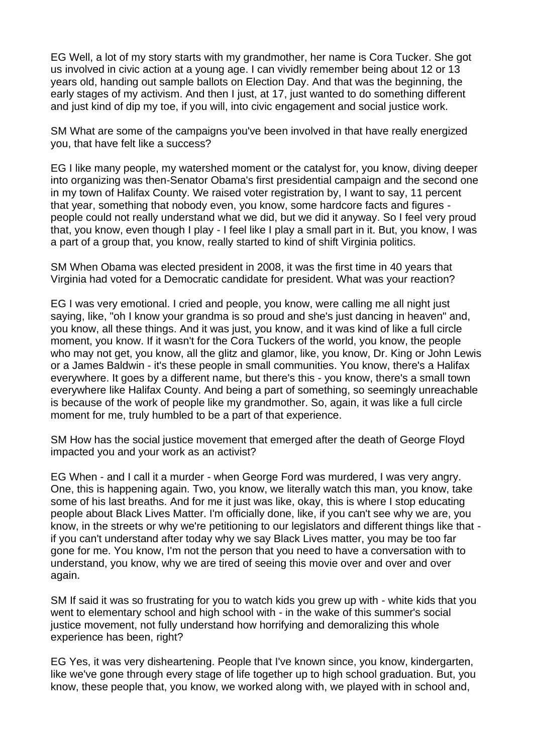EG Well, a lot of my story starts with my grandmother, her name is Cora Tucker. She got us involved in civic action at a young age. I can vividly remember being about 12 or 13 years old, handing out sample ballots on Election Day. And that was the beginning, the early stages of my activism. And then I just, at 17, just wanted to do something different and just kind of dip my toe, if you will, into civic engagement and social justice work.

SM What are some of the campaigns you've been involved in that have really energized you, that have felt like a success?

EG I like many people, my watershed moment or the catalyst for, you know, diving deeper into organizing was then-Senator Obama's first presidential campaign and the second one in my town of Halifax County. We raised voter registration by, I want to say, 11 percent that year, something that nobody even, you know, some hardcore facts and figures - people could not really understand what we did, but we did it anyway. So I feel very proud that, you know, even though I play - I feel like I play a small part in it. But, you know, I was a part of a group that, you know, really started to kind of shift Virginia politics.

SM When Obama was elected president in 2008, it was the first time in 40 years that Virginia had voted for a Democratic candidate for president. What was your reaction?

EG I was very emotional. I cried and people, you know, were calling me all night just saying, like, "oh I know your grandma is so proud and she's just dancing in heaven" and, you know, all these things. And it was just, you know, and it was kind of like a full circle moment, you know. If it wasn't for the Cora Tuckers of the world, you know, the people who may not get, you know, all the glitz and glamor, like, you know, Dr. King or John Lewis or a James Baldwin - it's these people in small communities. You know, there's a Halifax everywhere. It goes by a different name, but there's this - you know, there's a small town everywhere like Halifax County. And being a part of something, so seemingly unreachable is because of the work of people like my grandmother. So, again, it was like a full circle moment for me, truly humbled to be a part of that experience.

SM How has the social justice movement that emerged after the death of George Floyd impacted you and your work as an activist?

EG When - and I call it a murder - when George Ford was murdered, I was very angry. One, this is happening again. Two, you know, we literally watch this man, you know, take some of his last breaths. And for me it just was like, okay, this is where I stop educating people about Black Lives Matter. I'm officially done, like, if you can't see why we are, you know, in the streets or why we're petitioning to our legislators and different things like that - if you can't understand after today why we say Black Lives matter, you may be too far gone for me. You know, I'm not the person that you need to have a conversation with to understand, you know, why we are tired of seeing this movie over and over and over again.

SM If said it was so frustrating for you to watch kids you grew up with - white kids that you went to elementary school and high school with - in the wake of this summer's social justice movement, not fully understand how horrifying and demoralizing this whole experience has been, right?

EG Yes, it was very disheartening. People that I've known since, you know, kindergarten, like we've gone through every stage of life together up to high school graduation. But, you know, these people that, you know, we worked along with, we played with in school and,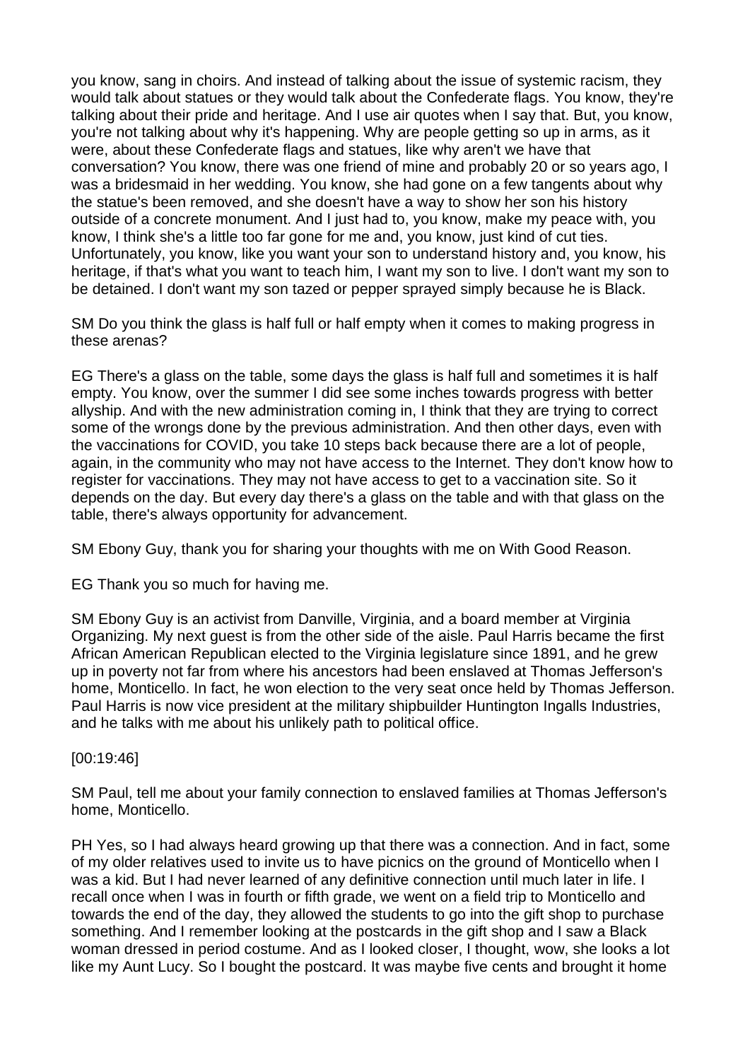you know, sang in choirs. And instead of talking about the issue of systemic racism, they would talk about statues or they would talk about the Confederate flags. You know, they're talking about their pride and heritage. And I use air quotes when I say that. But, you know, you're not talking about why it's happening. Why are people getting so up in arms, as it were, about these Confederate flags and statues, like why aren't we have that conversation? You know, there was one friend of mine and probably 20 or so years ago, I was a bridesmaid in her wedding. You know, she had gone on a few tangents about why the statue's been removed, and she doesn't have a way to show her son his history outside of a concrete monument. And I just had to, you know, make my peace with, you know, I think she's a little too far gone for me and, you know, just kind of cut ties. Unfortunately, you know, like you want your son to understand history and, you know, his heritage, if that's what you want to teach him, I want my son to live. I don't want my son to be detained. I don't want my son tazed or pepper sprayed simply because he is Black.

SM Do you think the glass is half full or half empty when it comes to making progress in these arenas?

EG There's a glass on the table, some days the glass is half full and sometimes it is half empty. You know, over the summer I did see some inches towards progress with better allyship. And with the new administration coming in, I think that they are trying to correct some of the wrongs done by the previous administration. And then other days, even with the vaccinations for COVID, you take 10 steps back because there are a lot of people, again, in the community who may not have access to the Internet. They don't know how to register for vaccinations. They may not have access to get to a vaccination site. So it depends on the day. But every day there's a glass on the table and with that glass on the table, there's always opportunity for advancement.

SM Ebony Guy, thank you for sharing your thoughts with me on With Good Reason.

EG Thank you so much for having me.

SM Ebony Guy is an activist from Danville, Virginia, and a board member at Virginia Organizing. My next guest is from the other side of the aisle. Paul Harris became the first African American Republican elected to the Virginia legislature since 1891, and he grew up in poverty not far from where his ancestors had been enslaved at Thomas Jefferson's home, Monticello. In fact, he won election to the very seat once held by Thomas Jefferson. Paul Harris is now vice president at the military shipbuilder Huntington Ingalls Industries, and he talks with me about his unlikely path to political office.

[00:19:46]

SM Paul, tell me about your family connection to enslaved families at Thomas Jefferson's home, Monticello.

PH Yes, so I had always heard growing up that there was a connection. And in fact, some of my older relatives used to invite us to have picnics on the ground of Monticello when I was a kid. But I had never learned of any definitive connection until much later in life. I recall once when I was in fourth or fifth grade, we went on a field trip to Monticello and towards the end of the day, they allowed the students to go into the gift shop to purchase something. And I remember looking at the postcards in the gift shop and I saw a Black woman dressed in period costume. And as I looked closer, I thought, wow, she looks a lot like my Aunt Lucy. So I bought the postcard. It was maybe five cents and brought it home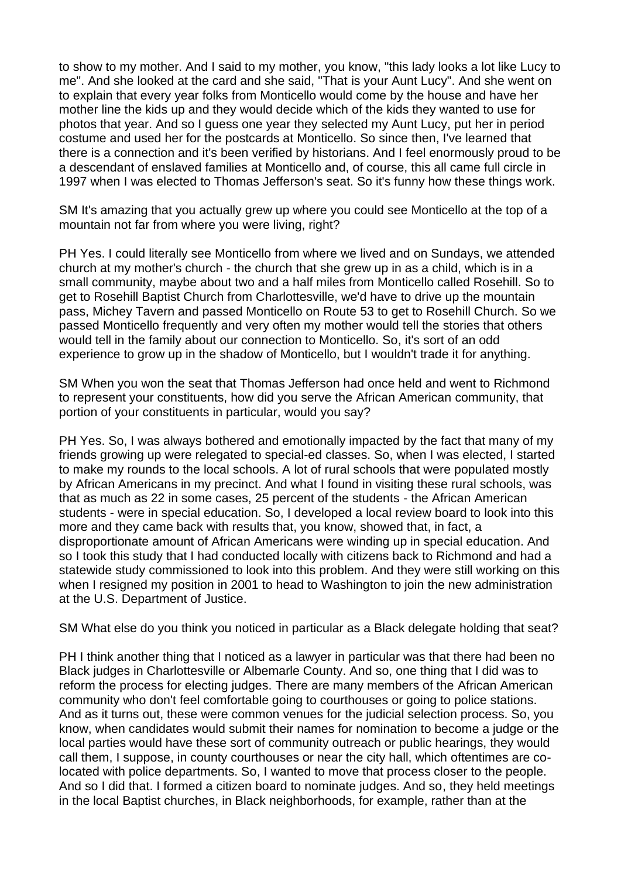to show to my mother. And I said to my mother, you know, "this lady looks a lot like Lucy to me". And she looked at the card and she said, "That is your Aunt Lucy". And she went on to explain that every year folks from Monticello would come by the house and have her mother line the kids up and they would decide which of the kids they wanted to use for photos that year. And so I guess one year they selected my Aunt Lucy, put her in period costume and used her for the postcards at Monticello. So since then, I've learned that there is a connection and it's been verified by historians. And I feel enormously proud to be a descendant of enslaved families at Monticello and, of course, this all came full circle in 1997 when I was elected to Thomas Jefferson's seat. So it's funny how these things work.

SM It's amazing that you actually grew up where you could see Monticello at the top of a mountain not far from where you were living, right?

PH Yes. I could literally see Monticello from where we lived and on Sundays, we attended church at my mother's church - the church that she grew up in as a child, which is in a small community, maybe about two and a half miles from Monticello called Rosehill. So to get to Rosehill Baptist Church from Charlottesville, we'd have to drive up the mountain pass, Michey Tavern and passed Monticello on Route 53 to get to Rosehill Church. So we passed Monticello frequently and very often my mother would tell the stories that others would tell in the family about our connection to Monticello. So, it's sort of an odd experience to grow up in the shadow of Monticello, but I wouldn't trade it for anything.

SM When you won the seat that Thomas Jefferson had once held and went to Richmond to represent your constituents, how did you serve the African American community, that portion of your constituents in particular, would you say?

PH Yes. So, I was always bothered and emotionally impacted by the fact that many of my friends growing up were relegated to special-ed classes. So, when I was elected, I started to make my rounds to the local schools. A lot of rural schools that were populated mostly by African Americans in my precinct. And what I found in visiting these rural schools, was that as much as 22 in some cases, 25 percent of the students - the African American students - were in special education. So, I developed a local review board to look into this more and they came back with results that, you know, showed that, in fact, a disproportionate amount of African Americans were winding up in special education. And so I took this study that I had conducted locally with citizens back to Richmond and had a statewide study commissioned to look into this problem. And they were still working on this when I resigned my position in 2001 to head to Washington to join the new administration at the U.S. Department of Justice.

SM What else do you think you noticed in particular as a Black delegate holding that seat?

PH I think another thing that I noticed as a lawyer in particular was that there had been no Black judges in Charlottesville or Albemarle County. And so, one thing that I did was to reform the process for electing judges. There are many members of the African American community who don't feel comfortable going to courthouses or going to police stations. And as it turns out, these were common venues for the judicial selection process. So, you know, when candidates would submit their names for nomination to become a judge or the local parties would have these sort of community outreach or public hearings, they would call them, I suppose, in county courthouses or near the city hall, which oftentimes are co-located with police departments. So, I wanted to move that process closer to the people. And so I did that. I formed a citizen board to nominate judges. And so, they held meetings in the local Baptist churches, in Black neighborhoods, for example, rather than at the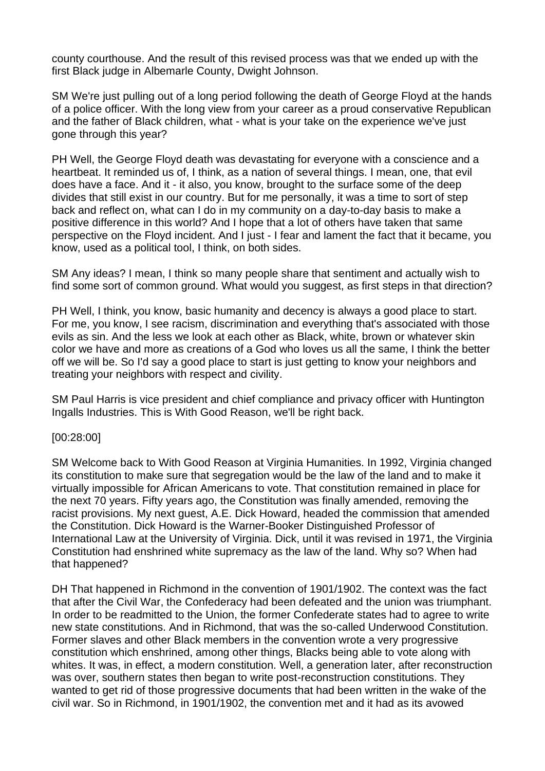county courthouse. And the result of this revised process was that we ended up with the first Black judge in Albemarle County, Dwight Johnson.

SM We're just pulling out of a long period following the death of George Floyd at the hands of a police officer. With the long view from your career as a proud conservative Republican and the father of Black children, what - what is your take on the experience we've just gone through this year?

PH Well, the George Floyd death was devastating for everyone with a conscience and a heartbeat. It reminded us of, I think, as a nation of several things. I mean, one, that evil does have a face. And it - it also, you know, brought to the surface some of the deep divides that still exist in our country. But for me personally, it was a time to sort of step back and reflect on, what can I do in my community on a day-to-day basis to make a positive difference in this world? And I hope that a lot of others have taken that same perspective on the Floyd incident. And I just - I fear and lament the fact that it became, you know, used as a political tool, I think, on both sides.

SM Any ideas? I mean, I think so many people share that sentiment and actually wish to find some sort of common ground. What would you suggest, as first steps in that direction?

PH Well, I think, you know, basic humanity and decency is always a good place to start. For me, you know, I see racism, discrimination and everything that's associated with those evils as sin. And the less we look at each other as Black, white, brown or whatever skin color we have and more as creations of a God who loves us all the same, I think the better off we will be. So I'd say a good place to start is just getting to know your neighbors and treating your neighbors with respect and civility.

SM Paul Harris is vice president and chief compliance and privacy officer with Huntington Ingalls Industries. This is With Good Reason, we'll be right back.

[00:28:00]

SM Welcome back to With Good Reason at Virginia Humanities. In 1992, Virginia changed its constitution to make sure that segregation would be the law of the land and to make it virtually impossible for African Americans to vote. That constitution remained in place for the next 70 years. Fifty years ago, the Constitution was finally amended, removing the racist provisions. My next guest, A.E. Dick Howard, headed the commission that amended the Constitution. Dick Howard is the Warner-Booker Distinguished Professor of International Law at the University of Virginia. Dick, until it was revised in 1971, the Virginia Constitution had enshrined white supremacy as the law of the land. Why so? When had that happened?

DH That happened in Richmond in the convention of 1901/1902. The context was the fact that after the Civil War, the Confederacy had been defeated and the union was triumphant. In order to be readmitted to the Union, the former Confederate states had to agree to write new state constitutions. And in Richmond, that was the so-called Underwood Constitution. Former slaves and other Black members in the convention wrote a very progressive constitution which enshrined, among other things, Blacks being able to vote along with whites. It was, in effect, a modern constitution. Well, a generation later, after reconstruction was over, southern states then began to write post-reconstruction constitutions. They wanted to get rid of those progressive documents that had been written in the wake of the civil war. So in Richmond, in 1901/1902, the convention met and it had as its avowed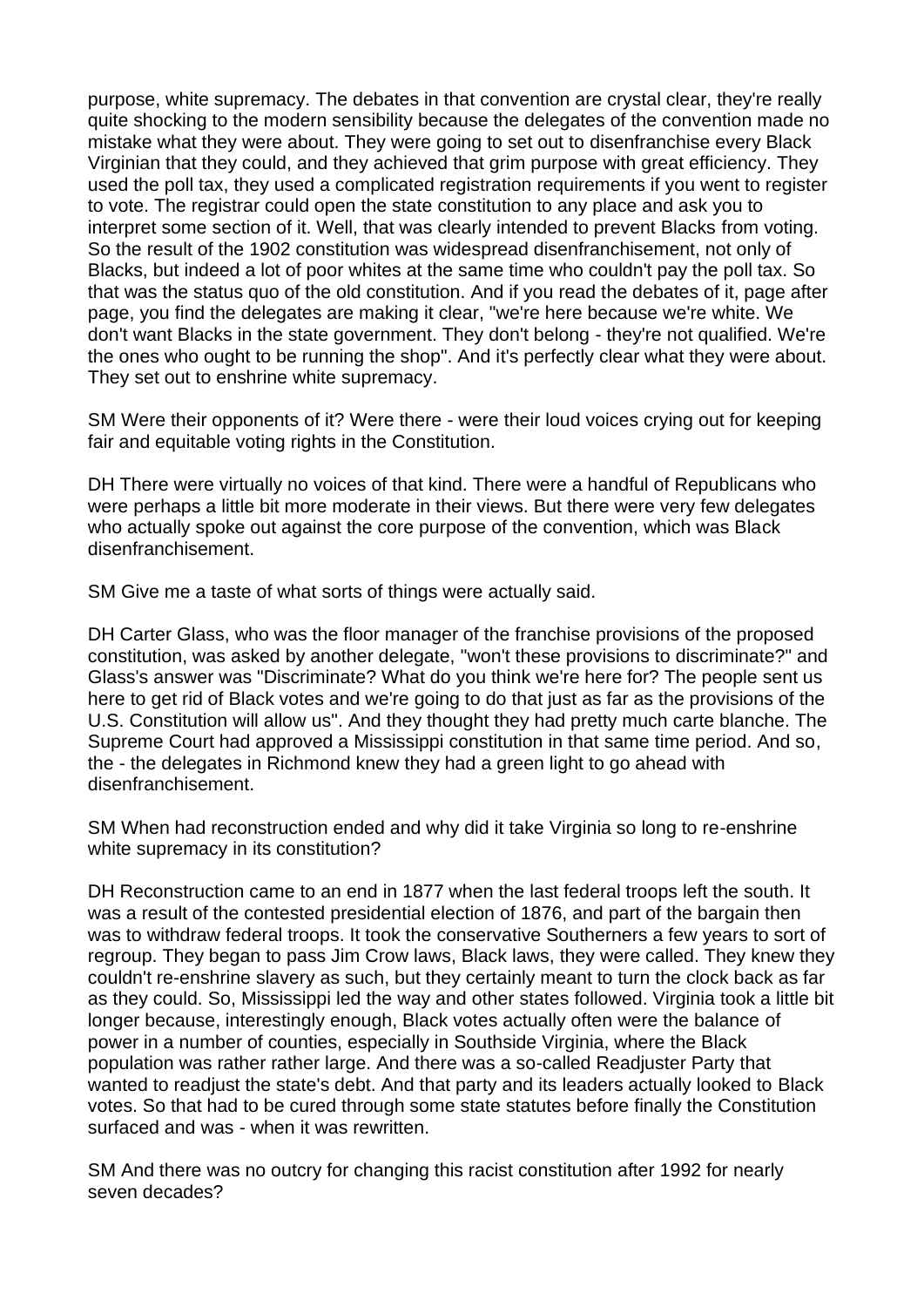purpose, white supremacy. The debates in that convention are crystal clear, they're really quite shocking to the modern sensibility because the delegates of the convention made no mistake what they were about. They were going to set out to disenfranchise every Black Virginian that they could, and they achieved that grim purpose with great efficiency. They used the poll tax, they used a complicated registration requirements if you went to register to vote. The registrar could open the state constitution to any place and ask you to interpret some section of it. Well, that was clearly intended to prevent Blacks from voting. So the result of the 1902 constitution was widespread disenfranchisement, not only of Blacks, but indeed a lot of poor whites at the same time who couldn't pay the poll tax. So that was the status quo of the old constitution. And if you read the debates of it, page after page, you find the delegates are making it clear, "we're here because we're white. We don't want Blacks in the state government. They don't belong - they're not qualified. We're the ones who ought to be running the shop". And it's perfectly clear what they were about. They set out to enshrine white supremacy.

SM Were their opponents of it? Were there - were their loud voices crying out for keeping fair and equitable voting rights in the Constitution.

DH There were virtually no voices of that kind. There were a handful of Republicans who were perhaps a little bit more moderate in their views. But there were very few delegates who actually spoke out against the core purpose of the convention, which was Black disenfranchisement.

SM Give me a taste of what sorts of things were actually said.

DH Carter Glass, who was the floor manager of the franchise provisions of the proposed constitution, was asked by another delegate, "won't these provisions to discriminate?" and Glass's answer was "Discriminate? What do you think we're here for? The people sent us here to get rid of Black votes and we're going to do that just as far as the provisions of the U.S. Constitution will allow us". And they thought they had pretty much carte blanche. The Supreme Court had approved a Mississippi constitution in that same time period. And so, the - the delegates in Richmond knew they had a green light to go ahead with disenfranchisement.

SM When had reconstruction ended and why did it take Virginia so long to re-enshrine white supremacy in its constitution?

DH Reconstruction came to an end in 1877 when the last federal troops left the south. It was a result of the contested presidential election of 1876, and part of the bargain then was to withdraw federal troops. It took the conservative Southerners a few years to sort of regroup. They began to pass Jim Crow laws, Black laws, they were called. They knew they couldn't re-enshrine slavery as such, but they certainly meant to turn the clock back as far as they could. So, Mississippi led the way and other states followed. Virginia took a little bit longer because, interestingly enough, Black votes actually often were the balance of power in a number of counties, especially in Southside Virginia, where the Black population was rather rather large. And there was a so-called Readjuster Party that wanted to readjust the state's debt. And that party and its leaders actually looked to Black votes. So that had to be cured through some state statutes before finally the Constitution surfaced and was - when it was rewritten.

SM And there was no outcry for changing this racist constitution after 1992 for nearly seven decades?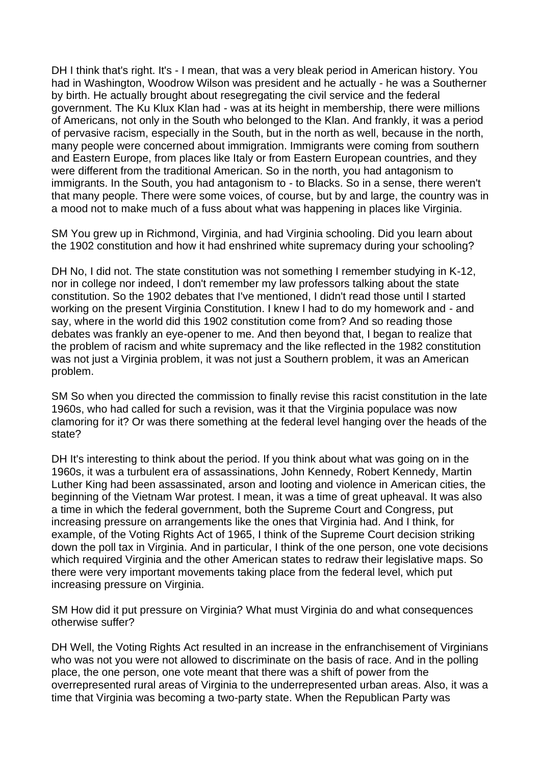DH I think that's right. It's - I mean, that was a very bleak period in American history. You had in Washington, Woodrow Wilson was president and he actually - he was a Southerner by birth. He actually brought about resegregating the civil service and the federal government. The Ku Klux Klan had - was at its height in membership, there were millions of Americans, not only in the South who belonged to the Klan. And frankly, it was a period of pervasive racism, especially in the South, but in the north as well, because in the north, many people were concerned about immigration. Immigrants were coming from southern and Eastern Europe, from places like Italy or from Eastern European countries, and they were different from the traditional American. So in the north, you had antagonism to immigrants. In the South, you had antagonism to - to Blacks. So in a sense, there weren't that many people. There were some voices, of course, but by and large, the country was in a mood not to make much of a fuss about what was happening in places like Virginia.

SM You grew up in Richmond, Virginia, and had Virginia schooling. Did you learn about the 1902 constitution and how it had enshrined white supremacy during your schooling?

DH No, I did not. The state constitution was not something I remember studying in K-12, nor in college nor indeed, I don't remember my law professors talking about the state constitution. So the 1902 debates that I've mentioned, I didn't read those until I started working on the present Virginia Constitution. I knew I had to do my homework and - and say, where in the world did this 1902 constitution come from? And so reading those debates was frankly an eye-opener to me. And then beyond that, I began to realize that the problem of racism and white supremacy and the like reflected in the 1982 constitution was not just a Virginia problem, it was not just a Southern problem, it was an American problem.

SM So when you directed the commission to finally revise this racist constitution in the late 1960s, who had called for such a revision, was it that the Virginia populace was now clamoring for it? Or was there something at the federal level hanging over the heads of the state?

DH It's interesting to think about the period. If you think about what was going on in the 1960s, it was a turbulent era of assassinations, John Kennedy, Robert Kennedy, Martin Luther King had been assassinated, arson and looting and violence in American cities, the beginning of the Vietnam War protest. I mean, it was a time of great upheaval. It was also a time in which the federal government, both the Supreme Court and Congress, put increasing pressure on arrangements like the ones that Virginia had. And I think, for example, of the Voting Rights Act of 1965, I think of the Supreme Court decision striking down the poll tax in Virginia. And in particular, I think of the one person, one vote decisions which required Virginia and the other American states to redraw their legislative maps. So there were very important movements taking place from the federal level, which put increasing pressure on Virginia.

SM How did it put pressure on Virginia? What must Virginia do and what consequences otherwise suffer?

DH Well, the Voting Rights Act resulted in an increase in the enfranchisement of Virginians who was not you were not allowed to discriminate on the basis of race. And in the polling place, the one person, one vote meant that there was a shift of power from the overrepresented rural areas of Virginia to the underrepresented urban areas. Also, it was a time that Virginia was becoming a two-party state. When the Republican Party was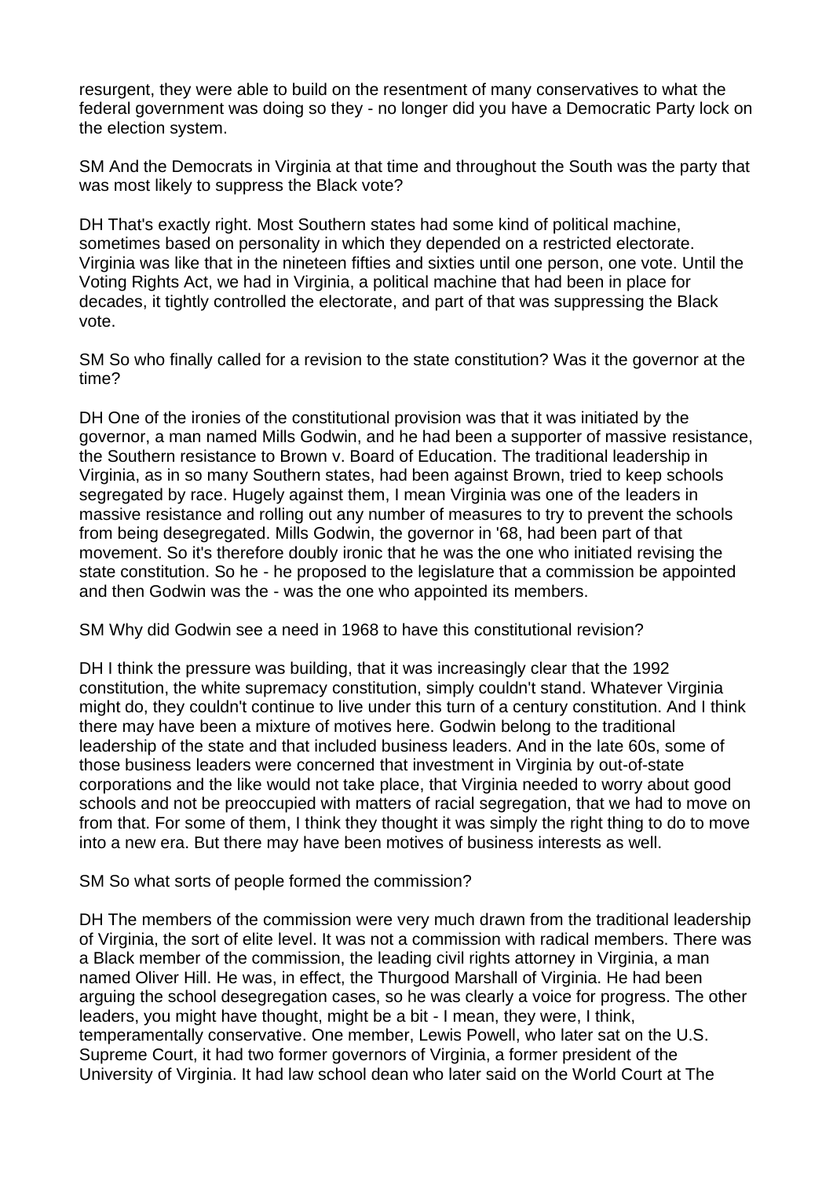resurgent, they were able to build on the resentment of many conservatives to what the federal government was doing so they - no longer did you have a Democratic Party lock on the election system.

SM And the Democrats in Virginia at that time and throughout the South was the party that was most likely to suppress the Black vote?

DH That's exactly right. Most Southern states had some kind of political machine, sometimes based on personality in which they depended on a restricted electorate. Virginia was like that in the nineteen fifties and sixties until one person, one vote. Until the Voting Rights Act, we had in Virginia, a political machine that had been in place for decades, it tightly controlled the electorate, and part of that was suppressing the Black vote.

SM So who finally called for a revision to the state constitution? Was it the governor at the time?

DH One of the ironies of the constitutional provision was that it was initiated by the governor, a man named Mills Godwin, and he had been a supporter of massive resistance, the Southern resistance to Brown v. Board of Education. The traditional leadership in Virginia, as in so many Southern states, had been against Brown, tried to keep schools segregated by race. Hugely against them, I mean Virginia was one of the leaders in massive resistance and rolling out any number of measures to try to prevent the schools from being desegregated. Mills Godwin, the governor in '68, had been part of that movement. So it's therefore doubly ironic that he was the one who initiated revising the state constitution. So he - he proposed to the legislature that a commission be appointed and then Godwin was the - was the one who appointed its members.

SM Why did Godwin see a need in 1968 to have this constitutional revision?

DH I think the pressure was building, that it was increasingly clear that the 1992 constitution, the white supremacy constitution, simply couldn't stand. Whatever Virginia might do, they couldn't continue to live under this turn of a century constitution. And I think there may have been a mixture of motives here. Godwin belong to the traditional leadership of the state and that included business leaders. And in the late 60s, some of those business leaders were concerned that investment in Virginia by out-of-state corporations and the like would not take place, that Virginia needed to worry about good schools and not be preoccupied with matters of racial segregation, that we had to move on from that. For some of them, I think they thought it was simply the right thing to do to move into a new era. But there may have been motives of business interests as well.

SM So what sorts of people formed the commission?

DH The members of the commission were very much drawn from the traditional leadership of Virginia, the sort of elite level. It was not a commission with radical members. There was a Black member of the commission, the leading civil rights attorney in Virginia, a man named Oliver Hill. He was, in effect, the Thurgood Marshall of Virginia. He had been arguing the school desegregation cases, so he was clearly a voice for progress. The other leaders, you might have thought, might be a bit - I mean, they were, I think, temperamentally conservative. One member, Lewis Powell, who later sat on the U.S. Supreme Court, it had two former governors of Virginia, a former president of the University of Virginia. It had law school dean who later said on the World Court at The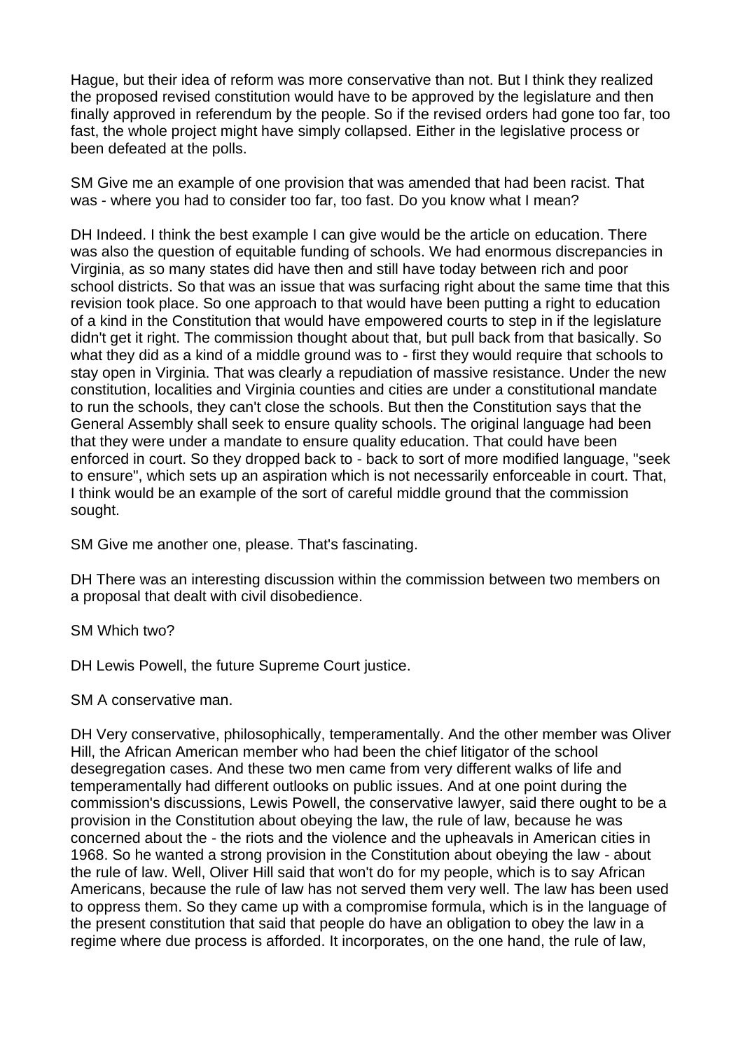Hague, but their idea of reform was more conservative than not. But I think they realized the proposed revised constitution would have to be approved by the legislature and then finally approved in referendum by the people. So if the revised orders had gone too far, too fast, the whole project might have simply collapsed. Either in the legislative process or been defeated at the polls.

SM Give me an example of one provision that was amended that had been racist. That was - where you had to consider too far, too fast. Do you know what I mean?

DH Indeed. I think the best example I can give would be the article on education. There was also the question of equitable funding of schools. We had enormous discrepancies in Virginia, as so many states did have then and still have today between rich and poor school districts. So that was an issue that was surfacing right about the same time that this revision took place. So one approach to that would have been putting a right to education of a kind in the Constitution that would have empowered courts to step in if the legislature didn't get it right. The commission thought about that, but pull back from that basically. So what they did as a kind of a middle ground was to - first they would require that schools to stay open in Virginia. That was clearly a repudiation of massive resistance. Under the new constitution, localities and Virginia counties and cities are under a constitutional mandate to run the schools, they can't close the schools. But then the Constitution says that the General Assembly shall seek to ensure quality schools. The original language had been that they were under a mandate to ensure quality education. That could have been enforced in court. So they dropped back to - back to sort of more modified language, "seek to ensure", which sets up an aspiration which is not necessarily enforceable in court. That, I think would be an example of the sort of careful middle ground that the commission sought.

SM Give me another one, please. That's fascinating.

DH There was an interesting discussion within the commission between two members on a proposal that dealt with civil disobedience.

SM Which two?

DH Lewis Powell, the future Supreme Court justice.

SM A conservative man.

DH Very conservative, philosophically, temperamentally. And the other member was Oliver Hill, the African American member who had been the chief litigator of the school desegregation cases. And these two men came from very different walks of life and temperamentally had different outlooks on public issues. And at one point during the commission's discussions, Lewis Powell, the conservative lawyer, said there ought to be a provision in the Constitution about obeying the law, the rule of law, because he was concerned about the - the riots and the violence and the upheavals in American cities in 1968. So he wanted a strong provision in the Constitution about obeying the law - about the rule of law. Well, Oliver Hill said that won't do for my people, which is to say African Americans, because the rule of law has not served them very well. The law has been used to oppress them. So they came up with a compromise formula, which is in the language of the present constitution that said that people do have an obligation to obey the law in a regime where due process is afforded. It incorporates, on the one hand, the rule of law,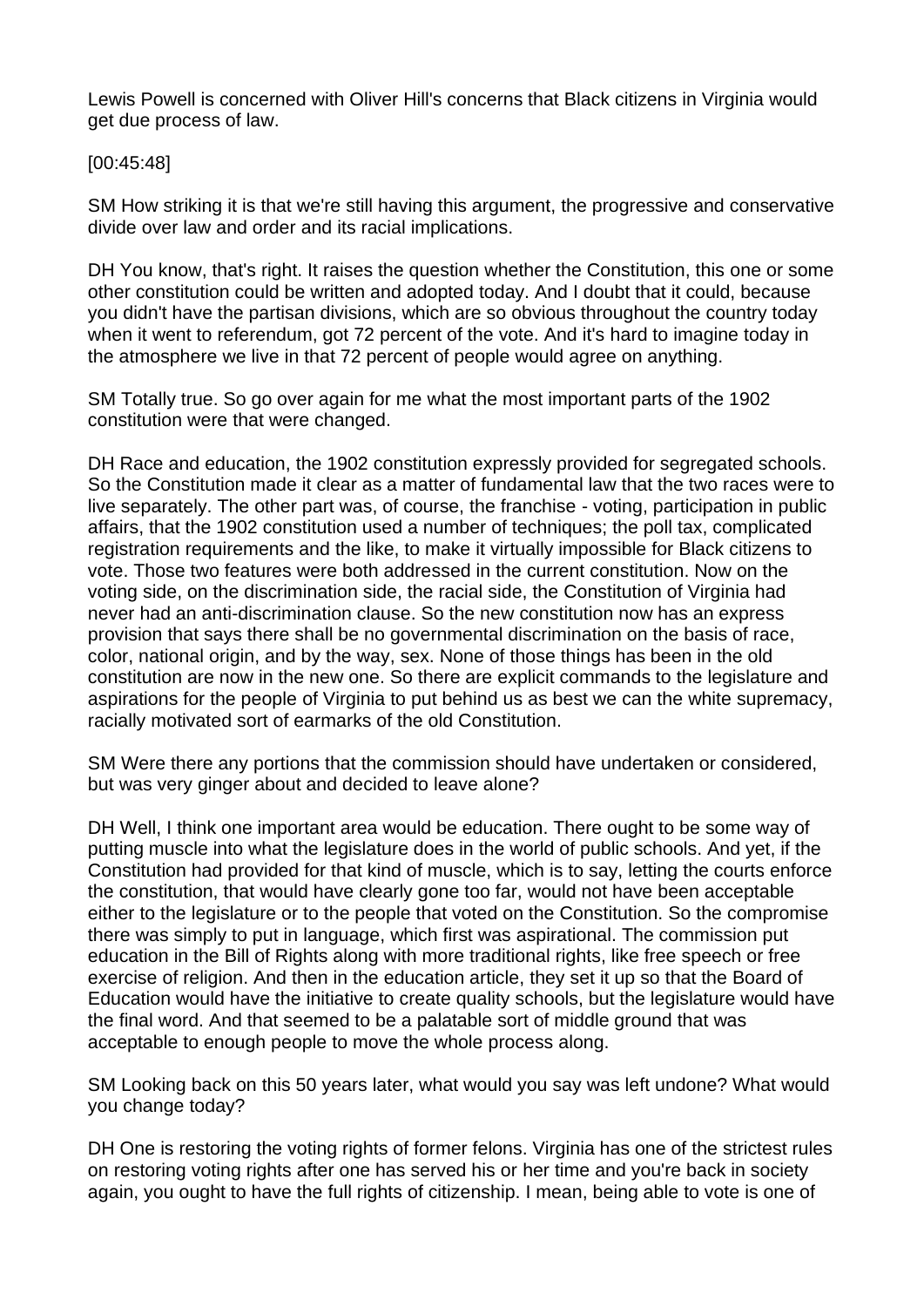Lewis Powell is concerned with Oliver Hill's concerns that Black citizens in Virginia would get due process of law.

[00:45:48]

SM How striking it is that we're still having this argument, the progressive and conservative divide over law and order and its racial implications.

DH You know, that's right. It raises the question whether the Constitution, this one or some other constitution could be written and adopted today. And I doubt that it could, because you didn't have the partisan divisions, which are so obvious throughout the country today when it went to referendum, got 72 percent of the vote. And it's hard to imagine today in the atmosphere we live in that 72 percent of people would agree on anything.

SM Totally true. So go over again for me what the most important parts of the 1902 constitution were that were changed.

DH Race and education, the 1902 constitution expressly provided for segregated schools. So the Constitution made it clear as a matter of fundamental law that the two races were to live separately. The other part was, of course, the franchise - voting, participation in public affairs, that the 1902 constitution used a number of techniques; the poll tax, complicated registration requirements and the like, to make it virtually impossible for Black citizens to vote. Those two features were both addressed in the current constitution. Now on the voting side, on the discrimination side, the racial side, the Constitution of Virginia had never had an anti-discrimination clause. So the new constitution now has an express provision that says there shall be no governmental discrimination on the basis of race, color, national origin, and by the way, sex. None of those things has been in the old constitution are now in the new one. So there are explicit commands to the legislature and aspirations for the people of Virginia to put behind us as best we can the white supremacy, racially motivated sort of earmarks of the old Constitution.

SM Were there any portions that the commission should have undertaken or considered, but was very ginger about and decided to leave alone?

DH Well, I think one important area would be education. There ought to be some way of putting muscle into what the legislature does in the world of public schools. And yet, if the Constitution had provided for that kind of muscle, which is to say, letting the courts enforce the constitution, that would have clearly gone too far, would not have been acceptable either to the legislature or to the people that voted on the Constitution. So the compromise there was simply to put in language, which first was aspirational. The commission put education in the Bill of Rights along with more traditional rights, like free speech or free exercise of religion. And then in the education article, they set it up so that the Board of Education would have the initiative to create quality schools, but the legislature would have the final word. And that seemed to be a palatable sort of middle ground that was acceptable to enough people to move the whole process along.

SM Looking back on this 50 years later, what would you say was left undone? What would you change today?

DH One is restoring the voting rights of former felons. Virginia has one of the strictest rules on restoring voting rights after one has served his or her time and you're back in society again, you ought to have the full rights of citizenship. I mean, being able to vote is one of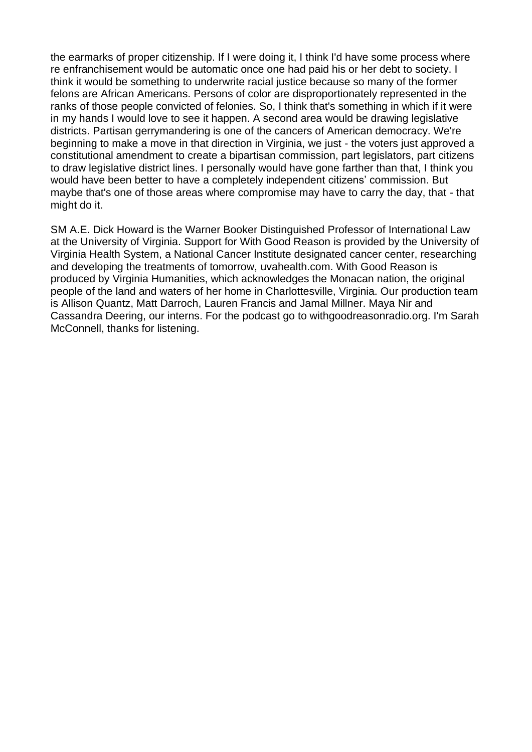the earmarks of proper citizenship. If I were doing it, I think I'd have some process where re enfranchisement would be automatic once one had paid his or her debt to society. I think it would be something to underwrite racial justice because so many of the former felons are African Americans. Persons of color are disproportionately represented in the ranks of those people convicted of felonies. So, I think that's something in which if it were in my hands I would love to see it happen. A second area would be drawing legislative districts. Partisan gerrymandering is one of the cancers of American democracy. We're beginning to make a move in that direction in Virginia, we just - the voters just approved a constitutional amendment to create a bipartisan commission, part legislators, part citizens to draw legislative district lines. I personally would have gone farther than that, I think you would have been better to have a completely independent citizens' commission. But maybe that's one of those areas where compromise may have to carry the day, that - that might do it.

SM A.E. Dick Howard is the Warner Booker Distinguished Professor of International Law at the University of Virginia. Support for With Good Reason is provided by the University of Virginia Health System, a National Cancer Institute designated cancer center, researching and developing the treatments of tomorrow, uvahealth.com. With Good Reason is produced by Virginia Humanities, which acknowledges the Monacan nation, the original people of the land and waters of her home in Charlottesville, Virginia. Our production team is Allison Quantz, Matt Darroch, Lauren Francis and Jamal Millner. Maya Nir and Cassandra Deering, our interns. For the podcast go to withgoodreasonradio.org. I'm Sarah McConnell, thanks for listening.